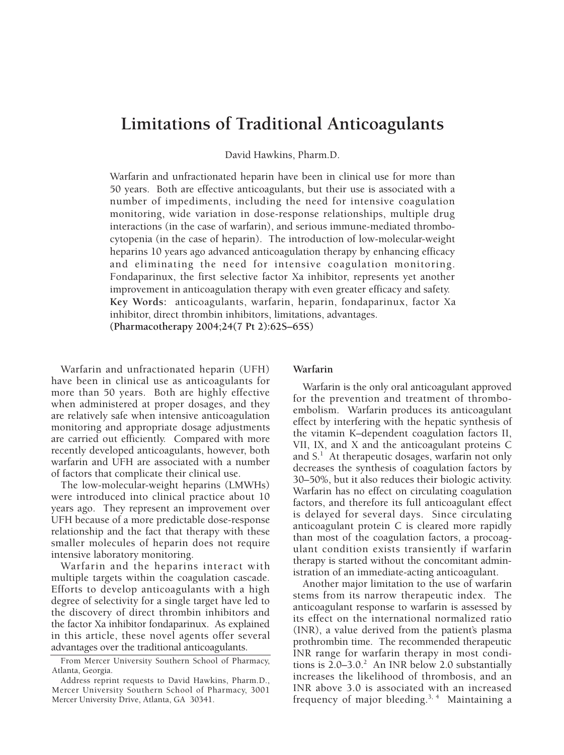# Limitations of Traditional Anticoagulants

David Hawkins, Pharm.D.

Warfarin and unfractionated heparin have been in clinical use for more than 50 years. Both are effective anticoagulants, but their use is associated with a number of impediments, including the need for intensive coagulation monitoring, wide variation in dose-response relationships, multiple drug interactions (in the case of warfarin), and serious immune-mediated thrombocytopenia (in the case of heparin). The introduction of low-molecular-weight heparins 10 years ago advanced anticoagulation therapy by enhancing efficacy and eliminating the need for intensive coagulation monitoring. Fondaparinux, the first selective factor Xa inhibitor, represents yet another improvement in anticoagulation therapy with even greater efficacy and safety.

**Key Words:** anticoagulants, warfarin, heparin, fondaparinux, factor Xa inhibitor, direct thrombin inhibitors, limitations, advantages.

**(Pharmacotherapy 2004;24(7 Pt 2):62S–65S)**

Warfarin and unfractionated heparin (UFH) have been in clinical use as anticoagulants for more than 50 years. Both are highly effective when administered at proper dosages, and they are relatively safe when intensive anticoagulation monitoring and appropriate dosage adjustments are carried out efficiently. Compared with more recently developed anticoagulants, however, both warfarin and UFH are associated with a number of factors that complicate their clinical use.

The low-molecular-weight heparins (LMWHs) were introduced into clinical practice about 10 years ago. They represent an improvement over UFH because of a more predictable dose-response relationship and the fact that therapy with these smaller molecules of heparin does not require intensive laboratory monitoring.

Warfarin and the heparins interact with multiple targets within the coagulation cascade. Efforts to develop anticoagulants with a high degree of selectivity for a single target have led to the discovery of direct thrombin inhibitors and the factor Xa inhibitor fondaparinux. As explained in this article, these novel agents offer several advantages over the traditional anticoagulants.

From Mercer University Southern School of Pharmacy, Atlanta, Georgia.

Address reprint requests to David Hawkins, Pharm.D., Mercer University Southern School of Pharmacy, 3001 Mercer University Drive, Atlanta, GA 30341.

## Warfarin

Warfarin is the only oral anticoagulant approved for the prevention and treatment of thromboembolism. Warfarin produces its anticoagulant effect by interfering with the hepatic synthesis of the vitamin K–dependent coagulation factors II, VII, IX, and X and the anticoagulant proteins C and S.[1] At therapeutic dosages, warfarin not only decreases the synthesis of coagulation factors by 30–50%, but it also reduces their biologic activity. Warfarin has no effect on circulating coagulation factors, and therefore its full anticoagulant effect is delayed for several days. Since circulating anticoagulant protein C is cleared more rapidly than most of the coagulation factors, a procoagulant condition exists transiently if warfarin therapy is started without the concomitant administration of an immediate-acting anticoagulant.

Another major limitation to the use of warfarin stems from its narrow therapeutic index. The anticoagulant response to warfarin is assessed by its effect on the international normalized ratio (INR), a value derived from the patient's plasma prothrombin time. The recommended therapeutic INR range for warfarin therapy in most conditions is 2.0–3.0.[2] An INR below 2.0 substantially increases the likelihood of thrombosis, and an INR above 3.0 is associated with an increased frequency of major bleeding.[3, 4] Maintaining a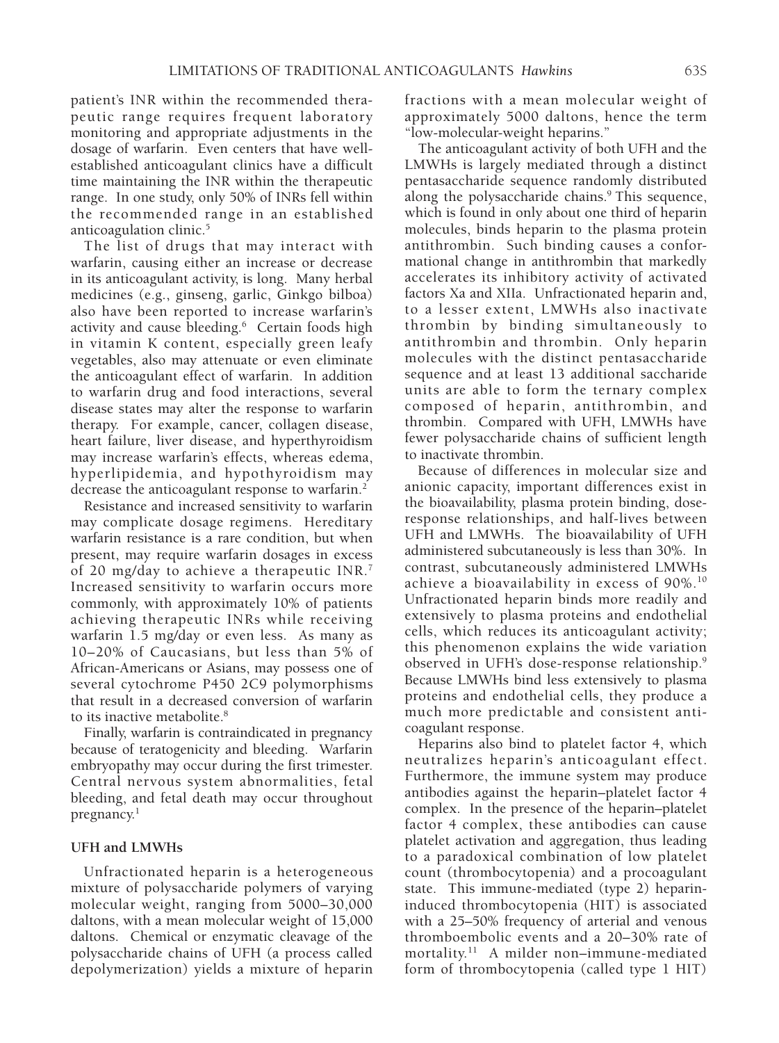patient's INR within the recommended therapeutic range requires frequent laboratory monitoring and appropriate adjustments in the dosage of warfarin. Even centers that have well-established anticoagulant clinics have a difficult time maintaining the INR within the therapeutic range. In one study, only 50% of INRs fell within the recommended range in an established anticoagulation clinic.[5]

The list of drugs that may interact with warfarin, causing either an increase or decrease in its anticoagulant activity, is long. Many herbal medicines (e.g., ginseng, garlic, Ginkgo bilboa) also have been reported to increase warfarin's activity and cause bleeding.[6] Certain foods high in vitamin K content, especially green leafy vegetables, also may attenuate or even eliminate the anticoagulant effect of warfarin. In addition to warfarin drug and food interactions, several disease states may alter the response to warfarin therapy. For example, cancer, collagen disease, heart failure, liver disease, and hyperthyroidism may increase warfarin's effects, whereas edema, hyperlipidemia, and hypothyroidism may decrease the anticoagulant response to warfarin.[2]

Resistance and increased sensitivity to warfarin may complicate dosage regimens. Hereditary warfarin resistance is a rare condition, but when present, may require warfarin dosages in excess of 20 mg/day to achieve a therapeutic INR.[7] Increased sensitivity to warfarin occurs more commonly, with approximately 10% of patients achieving therapeutic INRs while receiving warfarin 1.5 mg/day or even less. As many as 10–20% of Caucasians, but less than 5% of African-Americans or Asians, may possess one of several cytochrome P450 2C9 polymorphisms that result in a decreased conversion of warfarin to its inactive metabolite.[8]

Finally, warfarin is contraindicated in pregnancy because of teratogenicity and bleeding. Warfarin embryopathy may occur during the first trimester. Central nervous system abnormalities, fetal bleeding, and fetal death may occur throughout pregnancy.[1]

### UFH and LMWHs

Unfractionated heparin is a heterogeneous mixture of polysaccharide polymers of varying molecular weight, ranging from 5000–30,000 daltons, with a mean molecular weight of 15,000 daltons. Chemical or enzymatic cleavage of the polysaccharide chains of UFH (a process called depolymerization) yields a mixture of heparin fractions with a mean molecular weight of approximately 5000 daltons, hence the term "low-molecular-weight heparins."

The anticoagulant activity of both UFH and the LMWHs is largely mediated through a distinct pentasaccharide sequence randomly distributed along the polysaccharide chains.[9] This sequence, which is found in only about one third of heparin molecules, binds heparin to the plasma protein antithrombin. Such binding causes a conformational change in antithrombin that markedly accelerates its inhibitory activity of activated factors Xa and XIIa. Unfractionated heparin and, to a lesser extent, LMWHs also inactivate thrombin by binding simultaneously to antithrombin and thrombin. Only heparin molecules with the distinct pentasaccharide sequence and at least 13 additional saccharide units are able to form the ternary complex composed of heparin, antithrombin, and thrombin. Compared with UFH, LMWHs have fewer polysaccharide chains of sufficient length to inactivate thrombin.

Because of differences in molecular size and anionic capacity, important differences exist in the bioavailability, plasma protein binding, dose-response relationships, and half-lives between UFH and LMWHs. The bioavailability of UFH administered subcutaneously is less than 30%. In contrast, subcutaneously administered LMWHs achieve a bioavailability in excess of 90%.[10] Unfractionated heparin binds more readily and extensively to plasma proteins and endothelial cells, which reduces its anticoagulant activity; this phenomenon explains the wide variation observed in UFH's dose-response relationship.[9] Because LMWHs bind less extensively to plasma proteins and endothelial cells, they produce a much more predictable and consistent anticoagulant response.

Heparins also bind to platelet factor 4, which neutralizes heparin's anticoagulant effect. Furthermore, the immune system may produce antibodies against the heparin–platelet factor 4 complex. In the presence of the heparin–platelet factor 4 complex, these antibodies can cause platelet activation and aggregation, thus leading to a paradoxical combination of low platelet count (thrombocytopenia) and a procoagulant state. This immune-mediated (type 2) heparin-induced thrombocytopenia (HIT) is associated with a 25–50% frequency of arterial and venous thromboembolic events and a 20–30% rate of mortality.[11] A milder non–immune-mediated form of thrombocytopenia (called type 1 HIT)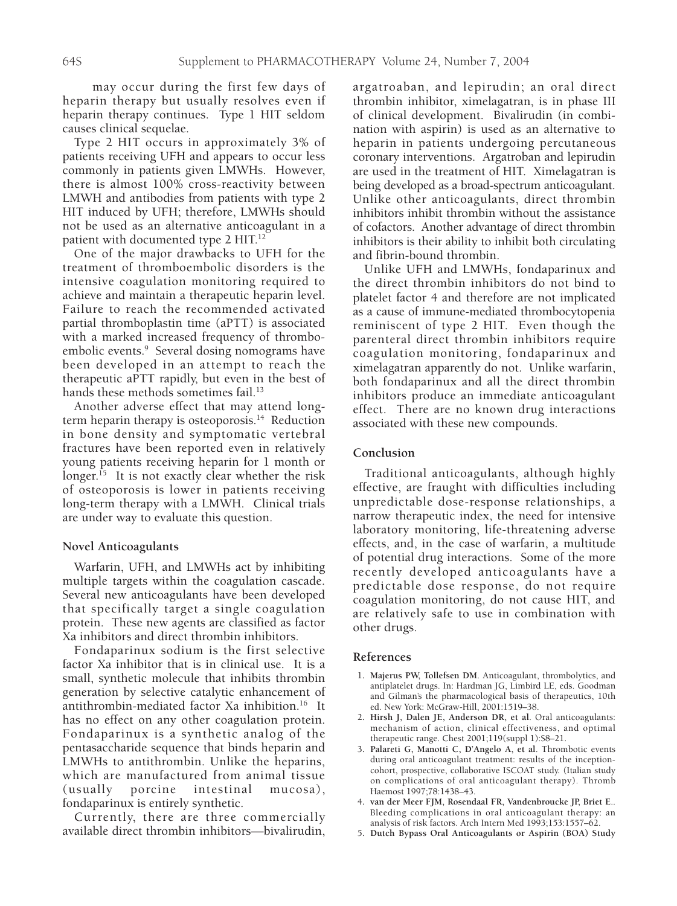may occur during the first few days of heparin therapy but usually resolves even if heparin therapy continues. Type 1 HIT seldom causes clinical sequelae.

Type 2 HIT occurs in approximately 3% of patients receiving UFH and appears to occur less commonly in patients given LMWHs. However, there is almost 100% cross-reactivity between LMWH and antibodies from patients with type 2 HIT induced by UFH; therefore, LMWHs should not be used as an alternative anticoagulant in a patient with documented type 2 HIT.[12]

One of the major drawbacks to UFH for the treatment of thromboembolic disorders is the intensive coagulation monitoring required to achieve and maintain a therapeutic heparin level. Failure to reach the recommended activated partial thromboplastin time (aPTT) is associated with a marked increased frequency of thromboembolic events.[9] Several dosing nomograms have been developed in an attempt to reach the therapeutic aPTT rapidly, but even in the best of hands these methods sometimes fail.[13]

Another adverse effect that may attend long-term heparin therapy is osteoporosis.[14] Reduction in bone density and symptomatic vertebral fractures have been reported even in relatively young patients receiving heparin for 1 month or longer.[15] It is not exactly clear whether the risk of osteoporosis is lower in patients receiving long-term therapy with a LMWH. Clinical trials are under way to evaluate this question.

## Novel Anticoagulants

Warfarin, UFH, and LMWHs act by inhibiting multiple targets within the coagulation cascade. Several new anticoagulants have been developed that specifically target a single coagulation protein. These new agents are classified as factor Xa inhibitors and direct thrombin inhibitors.

Fondaparinux sodium is the first selective factor Xa inhibitor that is in clinical use. It is a small, synthetic molecule that inhibits thrombin generation by selective catalytic enhancement of antithrombin-mediated factor Xa inhibition.[16] It has no effect on any other coagulation protein. Fondaparinux is a synthetic analog of the pentasaccharide sequence that binds heparin and LMWHs to antithrombin. Unlike the heparins, which are manufactured from animal tissue (usually porcine intestinal mucosa), fondaparinux is entirely synthetic.

Currently, there are three commercially available direct thrombin inhibitors—bivalirudin, argatroaban, and lepirudin; an oral direct thrombin inhibitor, ximelagatran, is in phase III of clinical development. Bivalirudin (in combination with aspirin) is used as an alternative to heparin in patients undergoing percutaneous coronary interventions. Argatroban and lepirudin are used in the treatment of HIT. Ximelagatran is being developed as a broad-spectrum anticoagulant. Unlike other anticoagulants, direct thrombin inhibitors inhibit thrombin without the assistance of cofactors. Another advantage of direct thrombin inhibitors is their ability to inhibit both circulating and fibrin-bound thrombin.

Unlike UFH and LMWHs, fondaparinux and the direct thrombin inhibitors do not bind to platelet factor 4 and therefore are not implicated as a cause of immune-mediated thrombocytopenia reminiscent of type 2 HIT. Even though the parenteral direct thrombin inhibitors require coagulation monitoring, fondaparinux and ximelagatran apparently do not. Unlike warfarin, both fondaparinux and all the direct thrombin inhibitors produce an immediate anticoagulant effect. There are no known drug interactions associated with these new compounds.

## Conclusion

Traditional anticoagulants, although highly effective, are fraught with difficulties including unpredictable dose-response relationships, a narrow therapeutic index, the need for intensive laboratory monitoring, life-threatening adverse effects, and, in the case of warfarin, a multitude of potential drug interactions. Some of the more recently developed anticoagulants have a predictable dose response, do not require coagulation monitoring, do not cause HIT, and are relatively safe to use in combination with other drugs.

## References

1. **Majerus PW, Tollefsen DM**. Anticoagulant, thrombolytics, and antiplatelet drugs. In: Hardman JG, Limbird LE, eds. Goodman and Gilman's the pharmacological basis of therapeutics, 10th ed. New York: McGraw-Hill, 2001:1519–38.
2. **Hirsh J, Dalen JE, Anderson DR, et al**. Oral anticoagulants: mechanism of action, clinical effectiveness, and optimal therapeutic range. Chest 2001;119(suppl 1):S8–21.
3. **Palareti G, Manotti C, D'Angelo A, et al**. Thrombotic events during oral anticoagulant treatment: results of the inception-cohort, prospective, collaborative ISCOAT study. (Italian study on complications of oral anticoagulant therapy). Thromb Haemost 1997;78:1438–43.
4. **van der Meer FJM, Rosendaal FR, Vandenbroucke JP, Briet E**.. Bleeding complications in oral anticoagulant therapy: an analysis of risk factors. Arch Intern Med 1993;153:1557–62.
5. **Dutch Bypass Oral Anticoagulants or Aspirin (BOA) Study**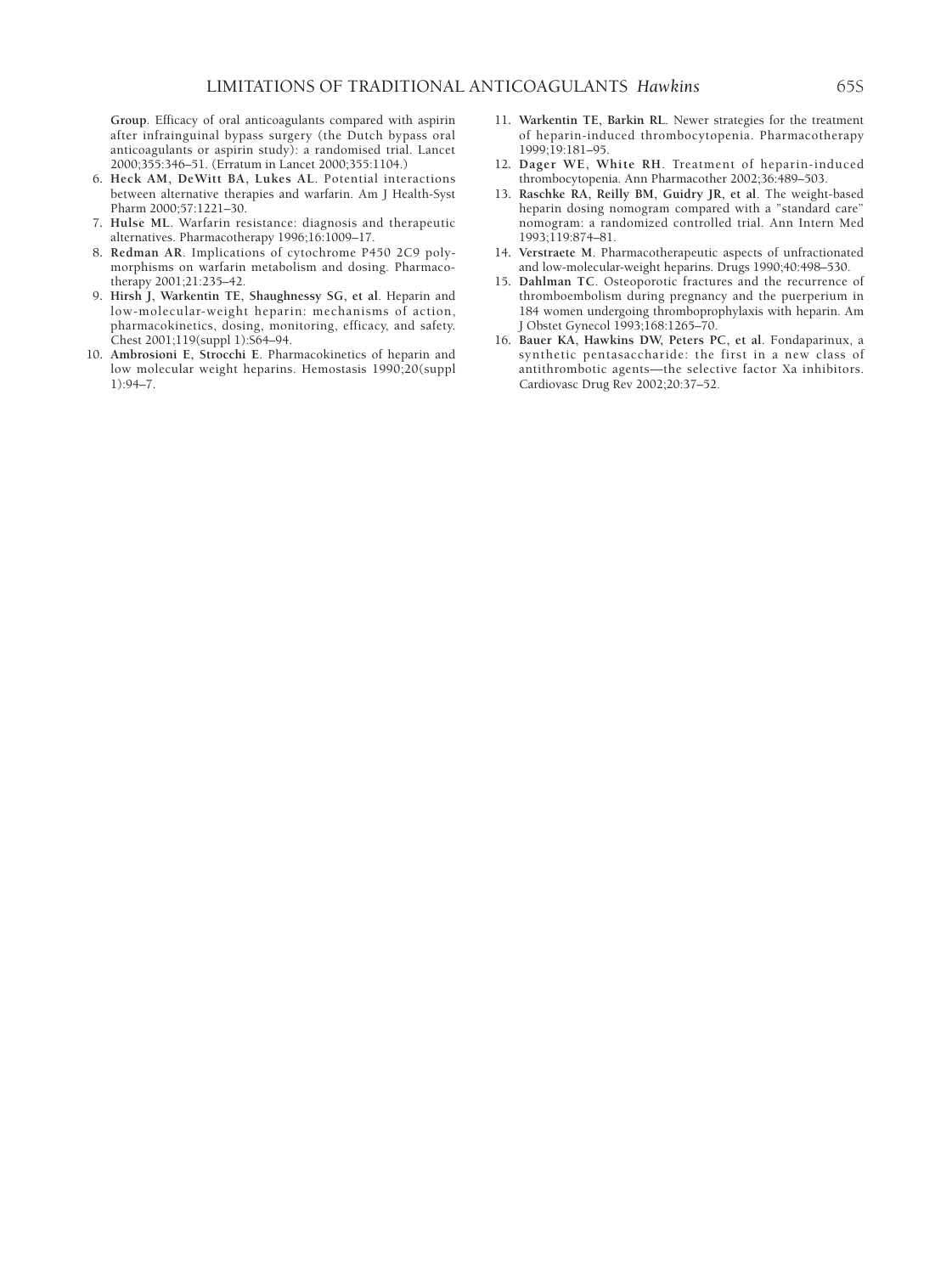**Group**. Efficacy of oral anticoagulants compared with aspirin after infrainguinal bypass surgery (the Dutch bypass oral anticoagulants or aspirin study): a randomised trial. Lancet 2000;355:346–51. (Erratum in Lancet 2000;355:1104.)

6. **Heck AM, DeWitt BA, Lukes AL**. Potential interactions between alternative therapies and warfarin. Am J Health-Syst Pharm 2000;57:1221–30.
7. **Hulse ML**. Warfarin resistance: diagnosis and therapeutic alternatives. Pharmacotherapy 1996;16:1009–17.
8. **Redman AR**. Implications of cytochrome P450 2C9 polymorphisms on warfarin metabolism and dosing. Pharmacotherapy 2001;21:235–42.
9. **Hirsh J, Warkentin TE, Shaughnessy SG, et al**. Heparin and low-molecular-weight heparin: mechanisms of action, pharmacokinetics, dosing, monitoring, efficacy, and safety. Chest 2001;119(suppl 1):S64–94.
10. **Ambrosioni E, Strocchi E**. Pharmacokinetics of heparin and low molecular weight heparins. Hemostasis 1990;20(suppl 1):94–7.
11. **Warkentin TE, Barkin RL**. Newer strategies for the treatment of heparin-induced thrombocytopenia. Pharmacotherapy 1999;19:181–95.
12. **Dager WE, White RH**. Treatment of heparin-induced thrombocytopenia. Ann Pharmacother 2002;36:489–503.
13. **Raschke RA, Reilly BM, Guidry JR, et al**. The weight-based heparin dosing nomogram compared with a "standard care" nomogram: a randomized controlled trial. Ann Intern Med 1993;119:874–81.
14. **Verstraete M**. Pharmacotherapeutic aspects of unfractionated and low-molecular-weight heparins. Drugs 1990;40:498–530.
15. **Dahlman TC**. Osteoporotic fractures and the recurrence of thromboembolism during pregnancy and the puerperium in 184 women undergoing thromboprophylaxis with heparin. Am J Obstet Gynecol 1993;168:1265–70.
16. **Bauer KA, Hawkins DW, Peters PC, et al**. Fondaparinux, a synthetic pentasaccharide: the first in a new class of antithrombotic agents—the selective factor Xa inhibitors. Cardiovasc Drug Rev 2002;20:37–52.